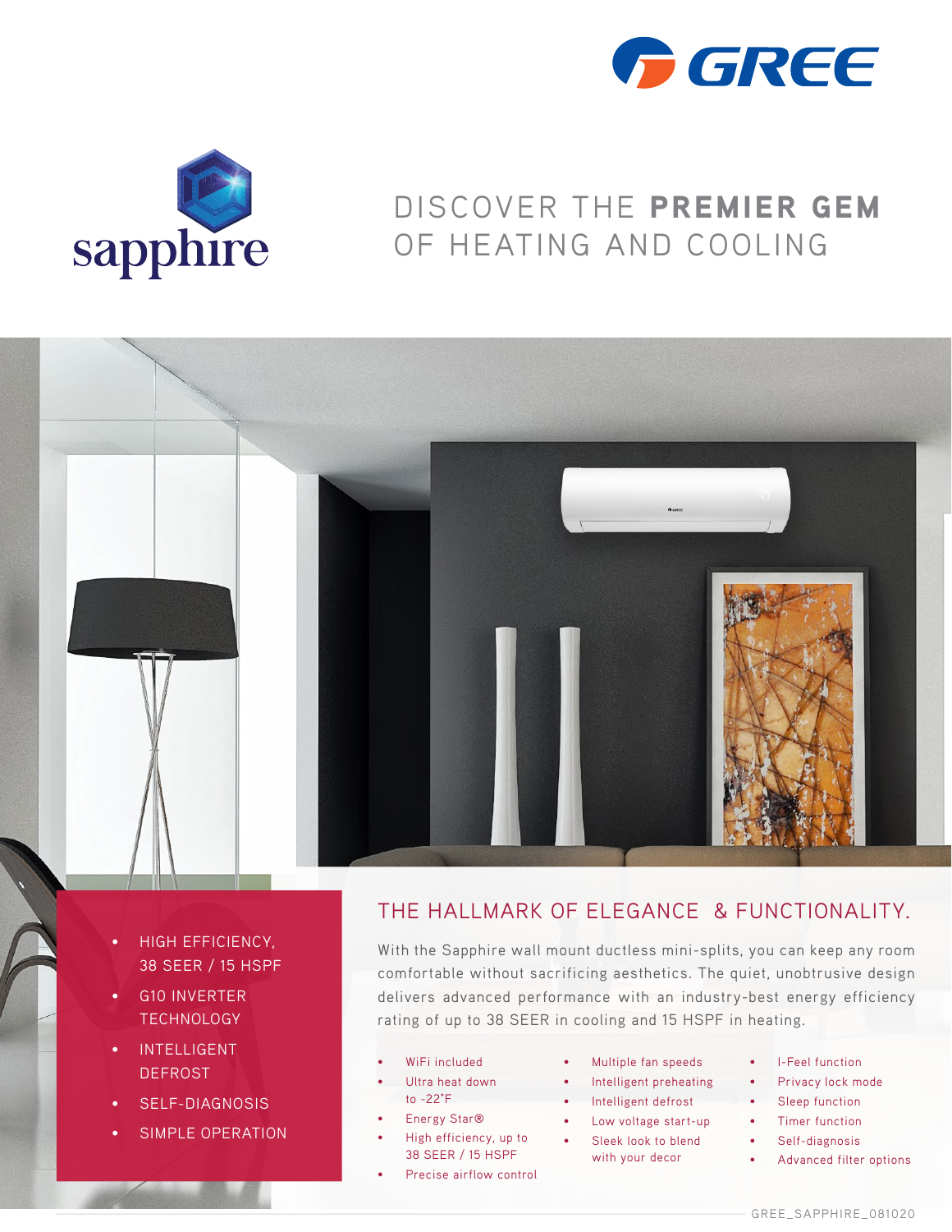GREE

sapphire

# DISCOVER THE **PREMIER GEM** OF HEATING AND COOLING

- HIGH EFFICIENCY, 38 SEER / 15 HSPF
- G10 INVERTER TECHNOLOGY
- INTELLIGENT DEFROST
- SELF-DIAGNOSIS
- SIMPLE OPERATION

## THE HALLMARK OF ELEGANCE & FUNCTIONALITY.

With the Sapphire wall mount ductless mini-splits, you can keep any room comfortable without sacrificing aesthetics. The quiet, unobtrusive design delivers advanced performance with an industry-best energy efficiency rating of up to 38 SEER in cooling and 15 HSPF in heating.

- WiFi included
- Ultra heat down to -22°F
- Energy Star®
- High efficiency, up to 38 SEER / 15 HSPF
- Precise airflow control
- Multiple fan speeds
- Intelligent preheating
- Intelligent defrost
- Low voltage start-up
- Sleek look to blend with your decor
- I-Feel function
- Privacy lock mode
- Sleep function
- Timer function
- Self-diagnosis
- Advanced filter options

GREE_SAPPHIRE_081020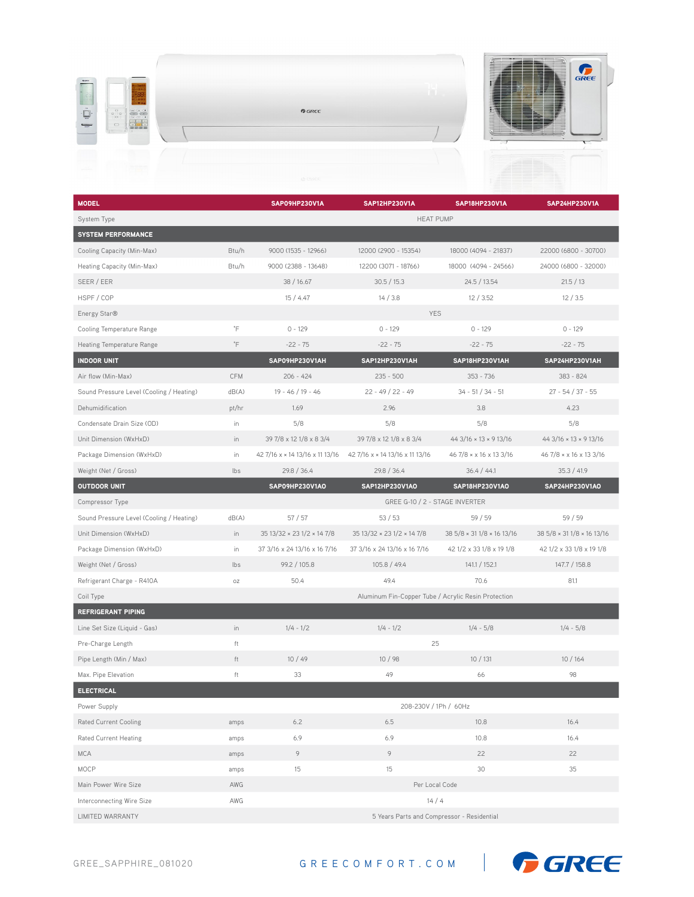| MODEL | | SAP09HP230V1A | SAP12HP230V1A | SAP18HP230V1A | SAP24HP230V1A |
|---|---|---|---|---|---|
| System Type | | HEAT PUMP | | | |
| **SYSTEM PERFORMANCE** | | | | | |
| Cooling Capacity (Min-Max) | Btu/h | 9000 (1535 - 12966) | 12000 (2900 - 15354) | 18000 (4094 - 21837) | 22000 (6800 - 30700) |
| Heating Capacity (Min-Max) | Btu/h | 9000 (2388 - 13648) | 12200 (3071 - 18766) | 18000 (4094 - 24566) | 24000 (6800 - 32000) |
| SEER / EER | | 38 / 16.67 | 30.5 / 15.3 | 24.5 / 13.54 | 21.5 / 13 |
| HSPF / COP | | 15 / 4.47 | 14 / 3.8 | 12 / 3.52 | 12 / 3.5 |
| Energy Star® | | YES | | | |
| Cooling Temperature Range | °F | 0 - 129 | 0 - 129 | 0 - 129 | 0 - 129 |
| Heating Temperature Range | °F | -22 - 75 | -22 - 75 | -22 - 75 | -22 - 75 |
| **INDOOR UNIT** | | **SAP09HP230V1AH** | **SAP12HP230V1AH** | **SAP18HP230V1AH** | **SAP24HP230V1AH** |
| Air flow (Min-Max) | CFM | 206 - 424 | 235 - 500 | 353 - 736 | 383 - 824 |
| Sound Pressure Level (Cooling / Heating) | dB(A) | 19 - 46 / 19 - 46 | 22 - 49 / 22 - 49 | 34 - 51 / 34 - 51 | 27 - 54 / 37 - 55 |
| Dehumidification | pt/hr | 1.69 | 2.96 | 3.8 | 4.23 |
| Condensate Drain Size (OD) | in | 5/8 | 5/8 | 5/8 | 5/8 |
| Unit Dimension (WxHxD) | in | 39 7/8 x 12 1/8 x 8 3/4 | 39 7/8 x 12 1/8 x 8 3/4 | 44 3/16 × 13 × 9 13/16 | 44 3/16 × 13 × 9 13/16 |
| Package Dimension (WxHxD) | in | 42 7/16 x × 14 13/16 x 11 13/16 | 42 7/16 x × 14 13/16 x 11 13/16 | 46 7/8 × x 16 x 13 3/16 | 46 7/8 × x 16 x 13 3/16 |
| Weight (Net / Gross) | lbs | 29.8 / 36.4 | 29.8 / 36.4 | 36.4 / 44.1 | 35.3 / 41.9 |
| **OUTDOOR UNIT** | | **SAP09HP230V1AO** | **SAP12HP230V1AO** | **SAP18HP230V1AO** | **SAP24HP230V1AO** |
| Compressor Type | | GREE G-10 / 2 - STAGE INVERTER | | | |
| Sound Pressure Level (Cooling / Heating) | dB(A) | 57 / 57 | 53 / 53 | 59 / 59 | 59 / 59 |
| Unit Dimension (WxHxD) | in | 35 13/32 × 23 1/2 × 14 7/8 | 35 13/32 × 23 1/2 × 14 7/8 | 38 5/8 × 31 1/8 × 16 13/16 | 38 5/8 × 31 1/8 × 16 13/16 |
| Package Dimension (WxHxD) | in | 37 3/16 x 24 13/16 x 16 7/16 | 37 3/16 x 24 13/16 x 16 7/16 | 42 1/2 x 33 1/8 x 19 1/8 | 42 1/2 x 33 1/8 x 19 1/8 |
| Weight (Net / Gross) | lbs | 99.2 / 105.8 | 105.8 / 49.4 | 141.1 / 152.1 | 147.7 / 158.8 |
| Refrigerant Charge - R410A | oz | 50.4 | 49.4 | 70.6 | 81.1 |
| Coil Type | | Aluminum Fin-Copper Tube / Acrylic Resin Protection | | | |
| **REFRIGERANT PIPING** | | | | | |
| Line Set Size (Liquid - Gas) | in | 1/4 - 1/2 | 1/4 - 1/2 | 1/4 - 5/8 | 1/4 - 5/8 |
| Pre-Charge Length | ft | 25 | | | |
| Pipe Length (Min / Max) | ft | 10 / 49 | 10 / 98 | 10 / 131 | 10 / 164 |
| Max. Pipe Elevation | ft | 33 | 49 | 66 | 98 |
| **ELECTRICAL** | | | | | |
| Power Supply | | 208-230V / 1Ph / 60Hz | | | |
| Rated Current Cooling | amps | 6.2 | 6.5 | 10.8 | 16.4 |
| Rated Current Heating | amps | 6.9 | 6.9 | 10.8 | 16.4 |
| MCA | amps | 9 | 9 | 22 | 22 |
| MOCP | amps | 15 | 15 | 30 | 35 |
| Main Power Wire Size | AWG | Per Local Code | | | |
| Interconnecting Wire Size | AWG | 14 / 4 | | | |
| LIMITED WARRANTY | | 5 Years Parts and Compressor - Residential | | | |

GREE_SAPPHIRE_081020

GREECOMFORT.COM

GREE